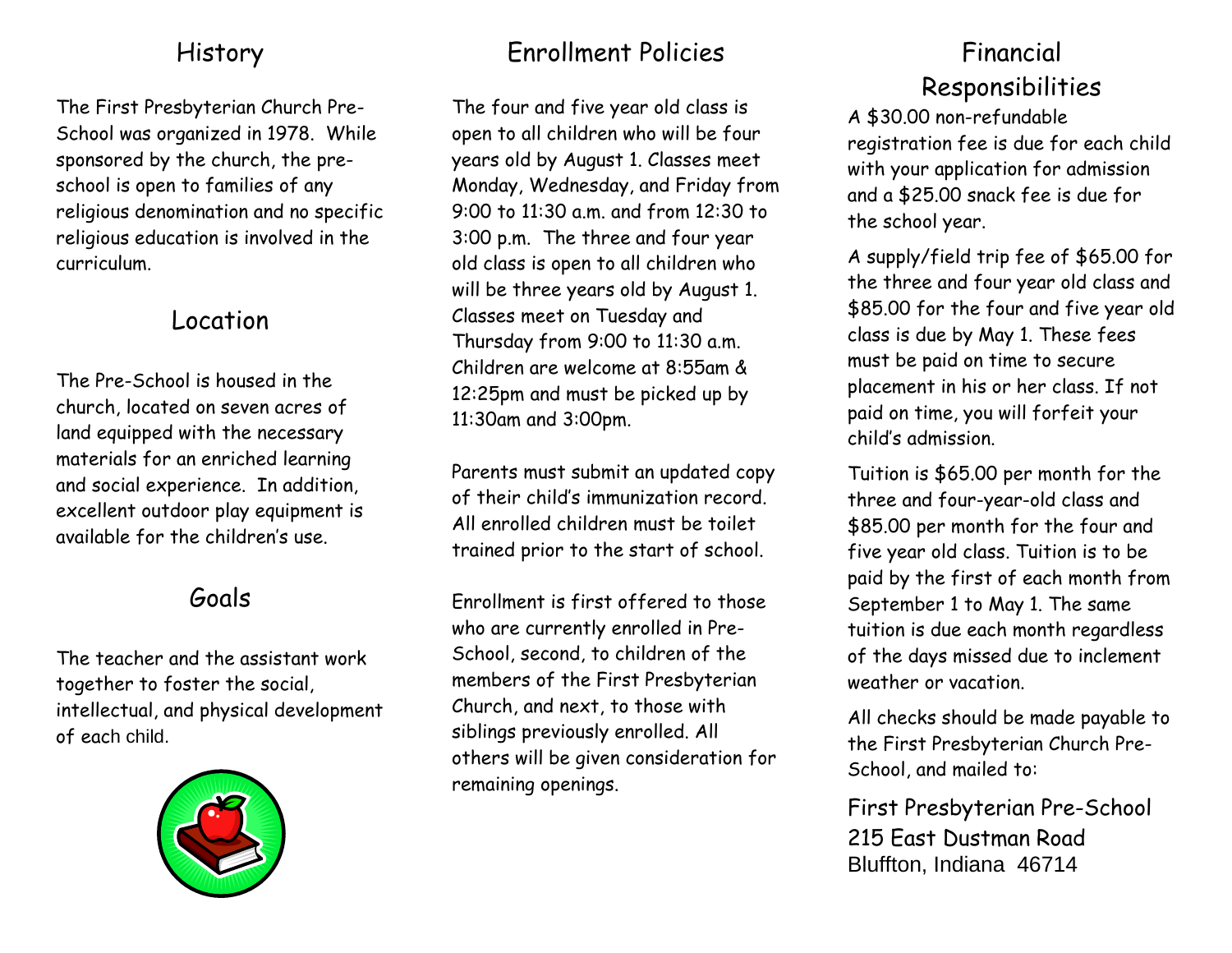## History

The First Presbyterian Church Pre-School was organized in 1978. While sponsored by the church, the pre-school is open to families of any religious denomination and no specific religious education is involved in the curriculum.

## Location

The Pre-School is housed in the church, located on seven acres of land equipped with the necessary materials for an enriched learning and social experience. In addition, excellent outdoor play equipment is available for the children's use.

## Goals

The teacher and the assistant work together to foster the social, intellectual, and physical development of each child.

## Enrollment Policies

The four and five year old class is open to all children who will be four years old by August 1. Classes meet Monday, Wednesday, and Friday from 9:00 to 11:30 a.m. and from 12:30 to 3:00 p.m. The three and four year old class is open to all children who will be three years old by August 1. Classes meet on Tuesday and Thursday from 9:00 to 11:30 a.m. Children are welcome at 8:55am & 12:25pm and must be picked up by 11:30am and 3:00pm.

Parents must submit an updated copy of their child's immunization record. All enrolled children must be toilet trained prior to the start of school.

Enrollment is first offered to those who are currently enrolled in Pre-School, second, to children of the members of the First Presbyterian Church, and next, to those with siblings previously enrolled. All others will be given consideration for remaining openings.

## Financial Responsibilities

A $30.00 non-refundable registration fee is due for each child with your application for admission and a $25.00 snack fee is due for the school year.

A supply/field trip fee of $65.00 for the three and four year old class and $85.00 for the four and five year old class is due by May 1. These fees must be paid on time to secure placement in his or her class. If not paid on time, you will forfeit your child's admission.

Tuition is $65.00 per month for the three and four-year-old class and $85.00 per month for the four and five year old class. Tuition is to be paid by the first of each month from September 1 to May 1. The same tuition is due each month regardless of the days missed due to inclement weather or vacation.

All checks should be made payable to the First Presbyterian Church Pre-School, and mailed to:

First Presbyterian Pre-School
215 East Dustman Road
Bluffton, Indiana 46714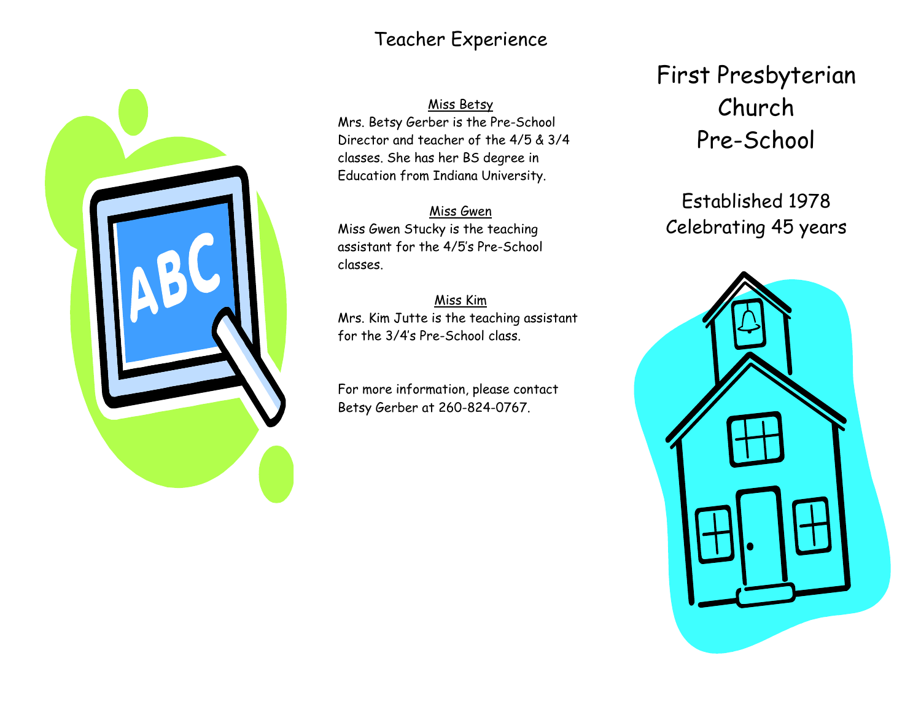## Teacher Experience

**Miss Betsy**

Mrs. Betsy Gerber is the Pre-School Director and teacher of the 4/5 & 3/4 classes. She has her BS degree in Education from Indiana University.

**Miss Gwen**

Miss Gwen Stucky is the teaching assistant for the 4/5's Pre-School classes.

**Miss Kim**

Mrs. Kim Jutte is the teaching assistant for the 3/4's Pre-School class.

For more information, please contact Betsy Gerber at 260-824-0767.

# First Presbyterian Church Pre-School

## Established 1978
## Celebrating 45 years